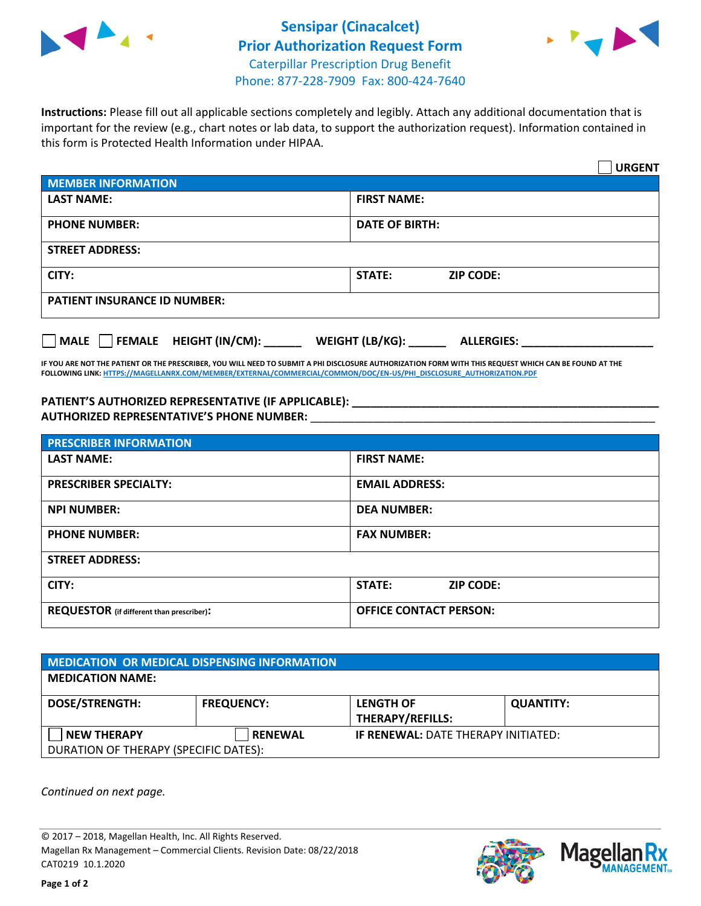# Sensipar (Cinacalcet)
# Prior Authorization Request Form

Caterpillar Prescription Drug Benefit
Phone: 877-228-7909 Fax: 800-424-7640

**Instructions:** Please fill out all applicable sections completely and legibly. Attach any additional documentation that is important for the review (e.g., chart notes or lab data, to support the authorization request). Information contained in this form is Protected Health Information under HIPAA.

☐ **URGENT**

| **MEMBER INFORMATION** | |
|---|---|
| **LAST NAME:** | **FIRST NAME:** |
| **PHONE NUMBER:** | **DATE OF BIRTH:** |
| **STREET ADDRESS:** | |
| **CITY:** | **STATE:** **ZIP CODE:** |
| **PATIENT INSURANCE ID NUMBER:** | |

☐ **MALE** ☐ **FEMALE** **HEIGHT (IN/CM):** ______ **WEIGHT (LB/KG):** ______ **ALLERGIES:** ____________________

**IF YOU ARE NOT THE PATIENT OR THE PRESCRIBER, YOU WILL NEED TO SUBMIT A PHI DISCLOSURE AUTHORIZATION FORM WITH THIS REQUEST WHICH CAN BE FOUND AT THE FOLLOWING LINK: HTTPS://MAGELLANRX.COM/MEMBER/EXTERNAL/COMMERCIAL/COMMON/DOC/EN-US/PHI_DISCLOSURE_AUTHORIZATION.PDF**

**PATIENT'S AUTHORIZED REPRESENTATIVE (IF APPLICABLE):** ____________________________________________
**AUTHORIZED REPRESENTATIVE'S PHONE NUMBER:** ____________________________________________

| **PRESCRIBER INFORMATION** | |
|---|---|
| **LAST NAME:** | **FIRST NAME:** |
| **PRESCRIBER SPECIALTY:** | **EMAIL ADDRESS:** |
| **NPI NUMBER:** | **DEA NUMBER:** |
| **PHONE NUMBER:** | **FAX NUMBER:** |
| **STREET ADDRESS:** | |
| **CITY:** | **STATE:** **ZIP CODE:** |
| **REQUESTOR** (if different than prescriber)**:** | **OFFICE CONTACT PERSON:** |

| **MEDICATION OR MEDICAL DISPENSING INFORMATION** | | | |
|---|---|---|---|
| **MEDICATION NAME:** | | | |
| **DOSE/STRENGTH:** | **FREQUENCY:** | **LENGTH OF THERAPY/REFILLS:** | **QUANTITY:** |
| ☐ **NEW THERAPY** | ☐ **RENEWAL** | **IF RENEWAL:** DATE THERAPY INITIATED: | |
| DURATION OF THERAPY (SPECIFIC DATES): | | | |

*Continued on next page.*

© 2017 – 2018, Magellan Health, Inc. All Rights Reserved.
Magellan Rx Management – Commercial Clients. Revision Date: 08/22/2018
CAT0219 10.1.2020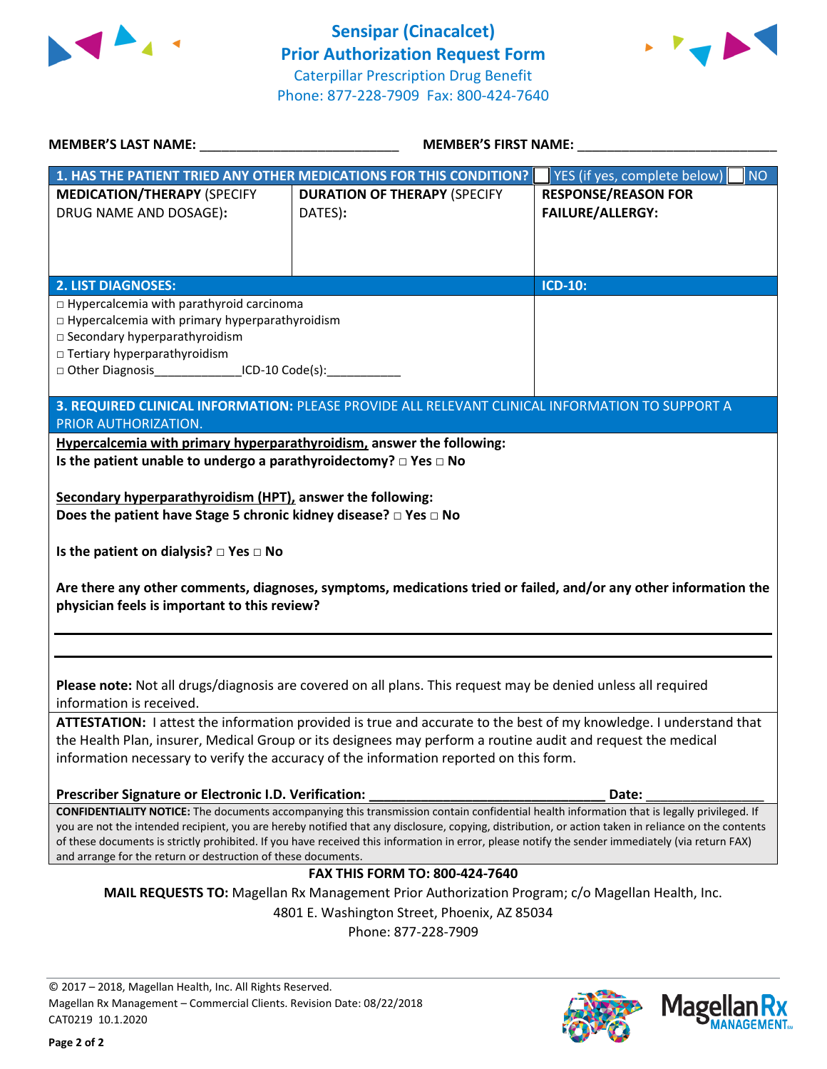# Sensipar (Cinacalcet) Prior Authorization Request Form

Caterpillar Prescription Drug Benefit
Phone: 877-228-7909 Fax: 800-424-7640

**MEMBER'S LAST NAME:** ___________________________ **MEMBER'S FIRST NAME:** ___________________________

| **1. HAS THE PATIENT TRIED ANY OTHER MEDICATIONS FOR THIS CONDITION?** | | ☐ YES (if yes, complete below) ☐ NO |
|---|---|---|
| **MEDICATION/THERAPY** (SPECIFY DRUG NAME AND DOSAGE): | **DURATION OF THERAPY** (SPECIFY DATES): | **RESPONSE/REASON FOR FAILURE/ALLERGY:** |
| | | |

| **2. LIST DIAGNOSES:** | **ICD-10:** |
|---|---|
| □ Hypercalcemia with parathyroid carcinoma<br>□ Hypercalcemia with primary hyperparathyroidism<br>□ Secondary hyperparathyroidism<br>□ Tertiary hyperparathyroidism<br>□ Other Diagnosis_____________ICD-10 Code(s):___________ | |

**3. REQUIRED CLINICAL INFORMATION:** PLEASE PROVIDE ALL RELEVANT CLINICAL INFORMATION TO SUPPORT A PRIOR AUTHORIZATION.

**Hypercalcemia with primary hyperparathyroidism, answer the following:**
**Is the patient unable to undergo a parathyroidectomy? □ Yes □ No**

**Secondary hyperparathyroidism (HPT), answer the following:**
**Does the patient have Stage 5 chronic kidney disease? □ Yes □ No**

**Is the patient on dialysis? □ Yes □ No**

**Are there any other comments, diagnoses, symptoms, medications tried or failed, and/or any other information the physician feels is important to this review?**

_______________________________________________

_______________________________________________

**Please note:** Not all drugs/diagnosis are covered on all plans. This request may be denied unless all required information is received.

**ATTESTATION:** I attest the information provided is true and accurate to the best of my knowledge. I understand that the Health Plan, insurer, Medical Group or its designees may perform a routine audit and request the medical information necessary to verify the accuracy of the information reported on this form.

**Prescriber Signature or Electronic I.D. Verification:** ________________________________ **Date:** ________________

**CONFIDENTIALITY NOTICE:** The documents accompanying this transmission contain confidential health information that is legally privileged. If you are not the intended recipient, you are hereby notified that any disclosure, copying, distribution, or action taken in reliance on the contents of these documents is strictly prohibited. If you have received this information in error, please notify the sender immediately (via return FAX) and arrange for the return or destruction of these documents.

**FAX THIS FORM TO: 800-424-7640**

**MAIL REQUESTS TO:** Magellan Rx Management Prior Authorization Program; c/o Magellan Health, Inc.
4801 E. Washington Street, Phoenix, AZ 85034
Phone: 877-228-7909

© 2017 – 2018, Magellan Health, Inc. All Rights Reserved.
Magellan Rx Management – Commercial Clients. Revision Date: 08/22/2018
CAT0219 10.1.2020